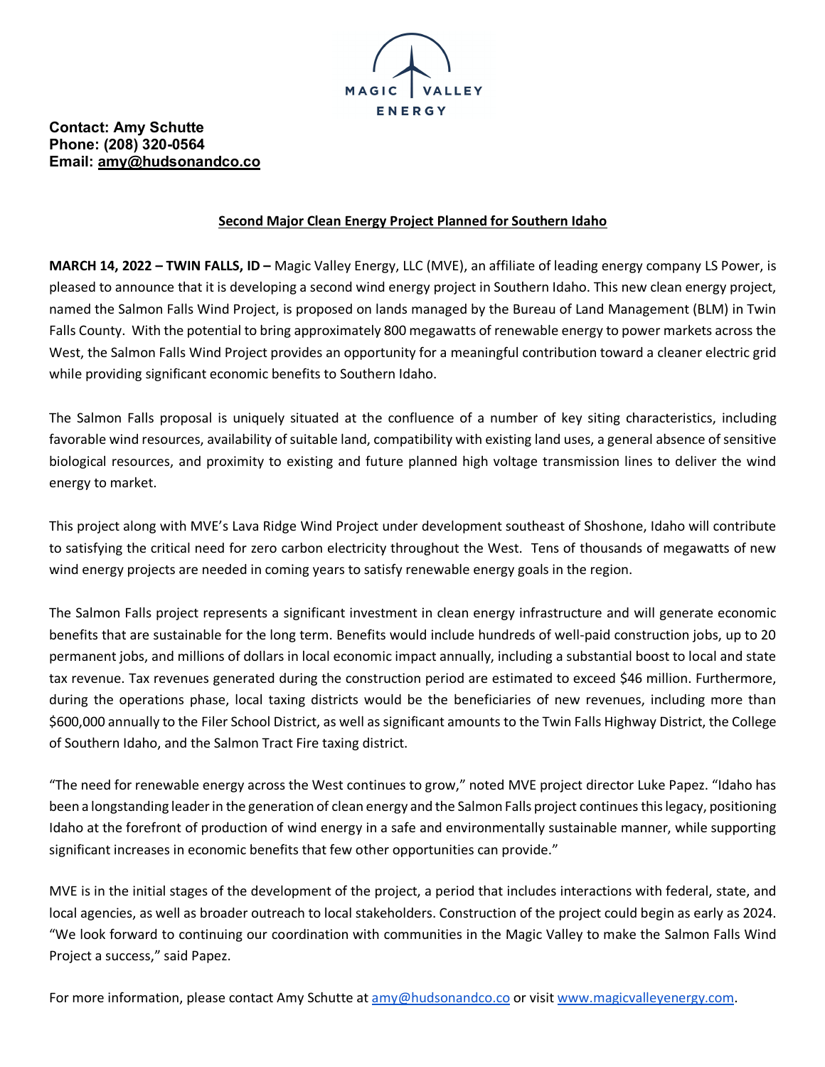MAGIC VALLEY ENERGY

**Contact: Amy Schutte**
**Phone: (208) 320-0564**
**Email: amy@hudsonandco.co**

# Second Major Clean Energy Project Planned for Southern Idaho

**MARCH 14, 2022 – TWIN FALLS, ID –** Magic Valley Energy, LLC (MVE), an affiliate of leading energy company LS Power, is pleased to announce that it is developing a second wind energy project in Southern Idaho. This new clean energy project, named the Salmon Falls Wind Project, is proposed on lands managed by the Bureau of Land Management (BLM) in Twin Falls County. With the potential to bring approximately 800 megawatts of renewable energy to power markets across the West, the Salmon Falls Wind Project provides an opportunity for a meaningful contribution toward a cleaner electric grid while providing significant economic benefits to Southern Idaho.

The Salmon Falls proposal is uniquely situated at the confluence of a number of key siting characteristics, including favorable wind resources, availability of suitable land, compatibility with existing land uses, a general absence of sensitive biological resources, and proximity to existing and future planned high voltage transmission lines to deliver the wind energy to market.

This project along with MVE's Lava Ridge Wind Project under development southeast of Shoshone, Idaho will contribute to satisfying the critical need for zero carbon electricity throughout the West. Tens of thousands of megawatts of new wind energy projects are needed in coming years to satisfy renewable energy goals in the region.

The Salmon Falls project represents a significant investment in clean energy infrastructure and will generate economic benefits that are sustainable for the long term. Benefits would include hundreds of well-paid construction jobs, up to 20 permanent jobs, and millions of dollars in local economic impact annually, including a substantial boost to local and state tax revenue. Tax revenues generated during the construction period are estimated to exceed $46 million. Furthermore, during the operations phase, local taxing districts would be the beneficiaries of new revenues, including more than $600,000 annually to the Filer School District, as well as significant amounts to the Twin Falls Highway District, the College of Southern Idaho, and the Salmon Tract Fire taxing district.

"The need for renewable energy across the West continues to grow," noted MVE project director Luke Papez. "Idaho has been a longstanding leader in the generation of clean energy and the Salmon Falls project continues this legacy, positioning Idaho at the forefront of production of wind energy in a safe and environmentally sustainable manner, while supporting significant increases in economic benefits that few other opportunities can provide."

MVE is in the initial stages of the development of the project, a period that includes interactions with federal, state, and local agencies, as well as broader outreach to local stakeholders. Construction of the project could begin as early as 2024. "We look forward to continuing our coordination with communities in the Magic Valley to make the Salmon Falls Wind Project a success," said Papez.

For more information, please contact Amy Schutte at amy@hudsonandco.co or visit www.magicvalleyenergy.com.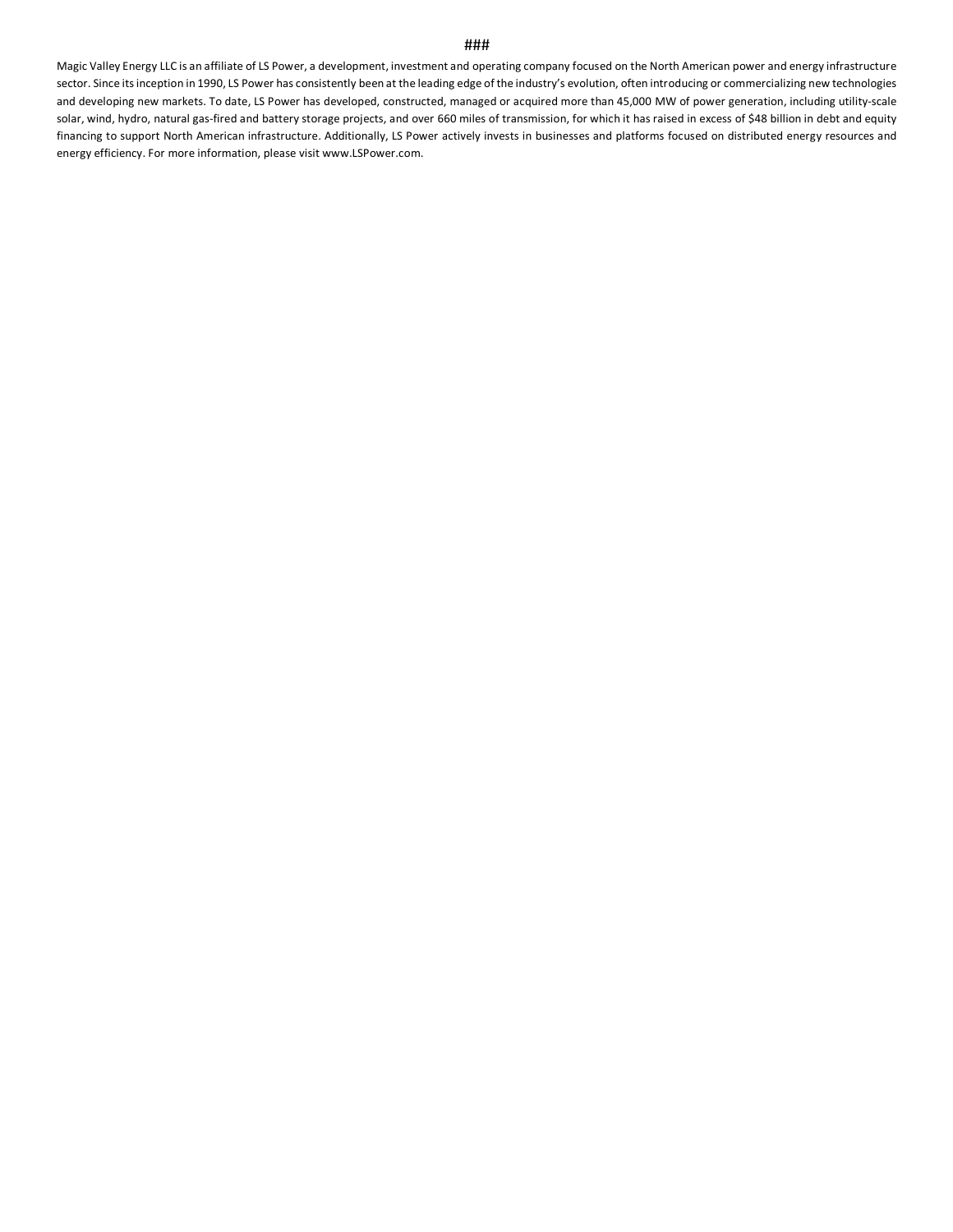###

Magic Valley Energy LLC is an affiliate of LS Power, a development, investment and operating company focused on the North American power and energy infrastructure sector. Since its inception in 1990, LS Power has consistently been at the leading edge of the industry's evolution, often introducing or commercializing new technologies and developing new markets. To date, LS Power has developed, constructed, managed or acquired more than 45,000 MW of power generation, including utility-scale solar, wind, hydro, natural gas-fired and battery storage projects, and over 660 miles of transmission, for which it has raised in excess of $48 billion in debt and equity financing to support North American infrastructure. Additionally, LS Power actively invests in businesses and platforms focused on distributed energy resources and energy efficiency. For more information, please visit www.LSPower.com.